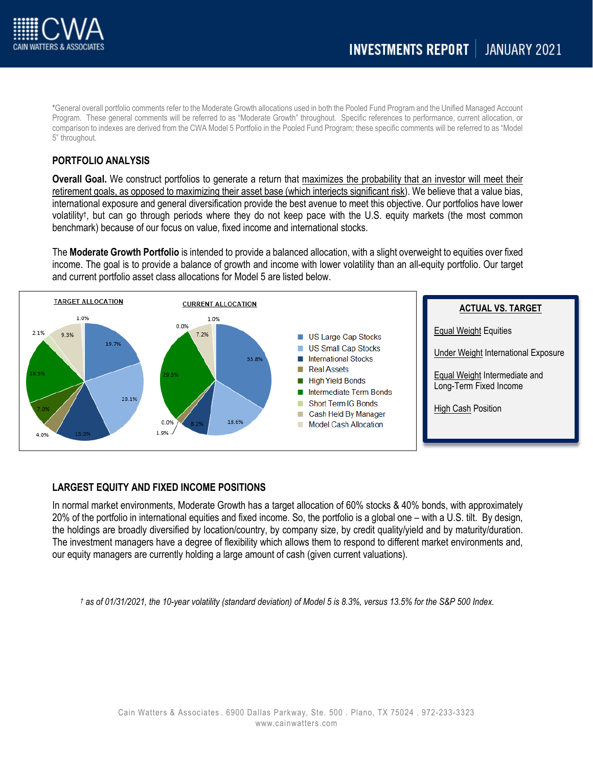# INVESTMENTS REPORT | JANUARY 2021

*General overall portfolio comments refer to the Moderate Growth allocations used in both the Pooled Fund Program and the Unified Managed Account Program. These general comments will be referred to as "Moderate Growth" throughout. Specific references to performance, current allocation, or comparison to indexes are derived from the CWA Model 5 Portfolio in the Pooled Fund Program; these specific comments will be referred to as "Model 5" throughout.

## PORTFOLIO ANALYSIS

**Overall Goal.** We construct portfolios to generate a return that maximizes the probability that an investor will meet their retirement goals, as opposed to maximizing their asset base (which interjects significant risk). We believe that a value bias, international exposure and general diversification provide the best avenue to meet this objective. Our portfolios have lower volatility†, but can go through periods where they do not keep pace with the U.S. equity markets (the most common benchmark) because of our focus on value, fixed income and international stocks.

The **Moderate Growth Portfolio** is intended to provide a balanced allocation, with a slight overweight to equities over fixed income. The goal is to provide a balance of growth and income with lower volatility than an all-equity portfolio. Our target and current portfolio asset class allocations for Model 5 are listed below.

| Asset Class | Target Allocation | Current Allocation |
|---|---|---|
| US Large Cap Stocks | 19.7% | 33.8% |
| US Small Cap Stocks | 23.1% | 18.6% |
| International Stocks | 15.3% | 8.2% |
| Real Assets | 4.0% | 1.9% |
| High Yield Bonds | 7.0% | 0.0% |
| Intermediate Term Bonds | 18.5% | 29.3% |
| Short Term IG Bonds | 2.1% | 0.0% |
| Cash Held By Manager | 9.3% | 7.2% |
| Model Cash Allocation | 1.0% | 1.0% |

**ACTUAL VS. TARGET**

- Equal Weight Equities
- Under Weight International Exposure
- Equal Weight Intermediate and Long-Term Fixed Income
- High Cash Position

## LARGEST EQUITY AND FIXED INCOME POSITIONS

In normal market environments, Moderate Growth has a target allocation of 60% stocks & 40% bonds, with approximately 20% of the portfolio in international equities and fixed income. So, the portfolio is a global one – with a U.S. tilt. By design, the holdings are broadly diversified by location/country, by company size, by credit quality/yield and by maturity/duration. The investment managers have a degree of flexibility which allows them to respond to different market environments and, our equity managers are currently holding a large amount of cash (given current valuations).

*† as of 01/31/2021, the 10-year volatility (standard deviation) of Model 5 is 8.3%, versus 13.5% for the S&P 500 Index.*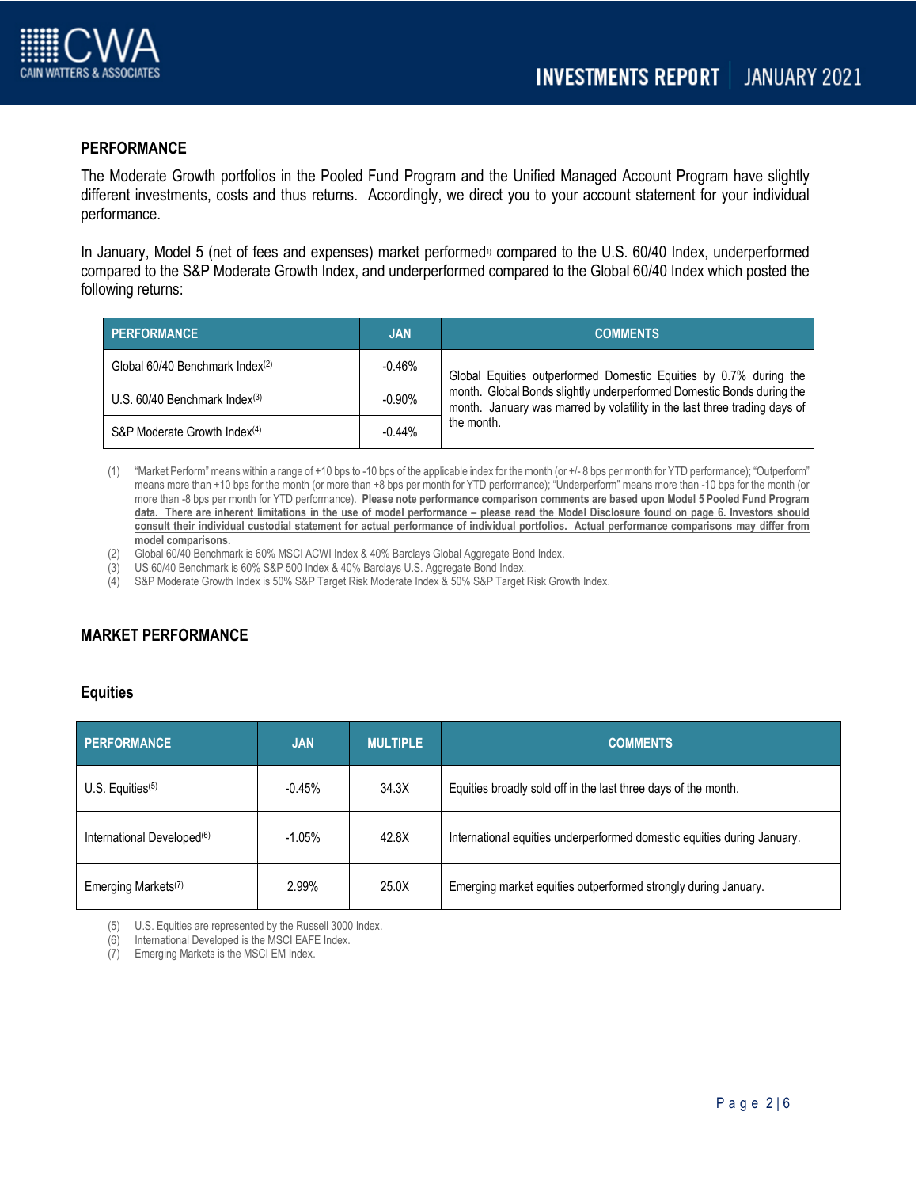## PERFORMANCE

The Moderate Growth portfolios in the Pooled Fund Program and the Unified Managed Account Program have slightly different investments, costs and thus returns. Accordingly, we direct you to your account statement for your individual performance.

In January, Model 5 (net of fees and expenses) market performed[1] compared to the U.S. 60/40 Index, underperformed compared to the S&P Moderate Growth Index, and underperformed compared to the Global 60/40 Index which posted the following returns:

| PERFORMANCE | JAN | COMMENTS |
|---|---|---|
| Global 60/40 Benchmark Index[2] | -0.46% | Global Equities outperformed Domestic Equities by 0.7% during the month. Global Bonds slightly underperformed Domestic Bonds during the month. January was marred by volatility in the last three trading days of the month. |
| U.S. 60/40 Benchmark Index[3] | -0.90% | |
| S&P Moderate Growth Index[4] | -0.44% | |

(1) "Market Perform" means within a range of +10 bps to -10 bps of the applicable index for the month (or +/- 8 bps per month for YTD performance); "Outperform" means more than +10 bps for the month (or more than +8 bps per month for YTD performance); "Underperform" means more than -10 bps for the month (or more than -8 bps per month for YTD performance). **Please note performance comparison comments are based upon Model 5 Pooled Fund Program data. There are inherent limitations in the use of model performance – please read the Model Disclosure found on page 6. Investors should consult their individual custodial statement for actual performance of individual portfolios. Actual performance comparisons may differ from model comparisons.**

(2) Global 60/40 Benchmark is 60% MSCI ACWI Index & 40% Barclays Global Aggregate Bond Index.

(3) US 60/40 Benchmark is 60% S&P 500 Index & 40% Barclays U.S. Aggregate Bond Index.

(4) S&P Moderate Growth Index is 50% S&P Target Risk Moderate Index & 50% S&P Target Risk Growth Index.

## MARKET PERFORMANCE

### Equities

| PERFORMANCE | JAN | MULTIPLE | COMMENTS |
|---|---|---|---|
| U.S. Equities[5] | -0.45% | 34.3X | Equities broadly sold off in the last three days of the month. |
| International Developed[6] | -1.05% | 42.8X | International equities underperformed domestic equities during January. |
| Emerging Markets[7] | 2.99% | 25.0X | Emerging market equities outperformed strongly during January. |

(5) U.S. Equities are represented by the Russell 3000 Index.

(6) International Developed is the MSCI EAFE Index.

(7) Emerging Markets is the MSCI EM Index.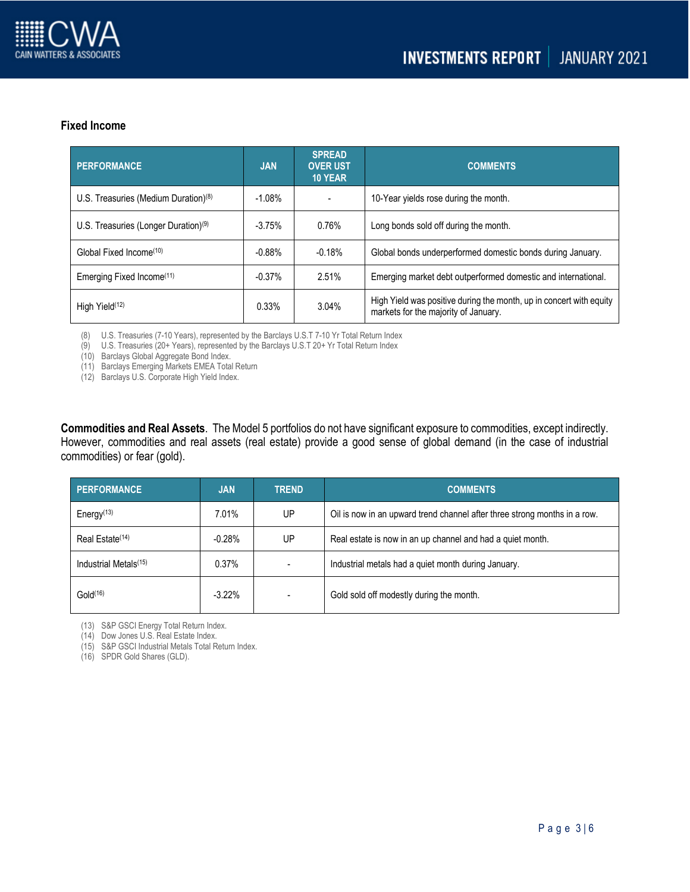## Fixed Income

| PERFORMANCE | JAN | SPREAD OVER UST 10 YEAR | COMMENTS |
|---|---|---|---|
| U.S. Treasuries (Medium Duration)[8] | -1.08% | - | 10-Year yields rose during the month. |
| U.S. Treasuries (Longer Duration)[9] | -3.75% | 0.76% | Long bonds sold off during the month. |
| Global Fixed Income[10] | -0.88% | -0.18% | Global bonds underperformed domestic bonds during January. |
| Emerging Fixed Income[11] | -0.37% | 2.51% | Emerging market debt outperformed domestic and international. |
| High Yield[12] | 0.33% | 3.04% | High Yield was positive during the month, up in concert with equity markets for the majority of January. |

(8) U.S. Treasuries (7-10 Years), represented by the Barclays U.S.T 7-10 Yr Total Return Index
(9) U.S. Treasuries (20+ Years), represented by the Barclays U.S.T 20+ Yr Total Return Index
(10) Barclays Global Aggregate Bond Index.
(11) Barclays Emerging Markets EMEA Total Return
(12) Barclays U.S. Corporate High Yield Index.

**Commodities and Real Assets**. The Model 5 portfolios do not have significant exposure to commodities, except indirectly. However, commodities and real assets (real estate) provide a good sense of global demand (in the case of industrial commodities) or fear (gold).

| PERFORMANCE | JAN | TREND | COMMENTS |
|---|---|---|---|
| Energy[13] | 7.01% | UP | Oil is now in an upward trend channel after three strong months in a row. |
| Real Estate[14] | -0.28% | UP | Real estate is now in an up channel and had a quiet month. |
| Industrial Metals[15] | 0.37% | - | Industrial metals had a quiet month during January. |
| Gold[16] | -3.22% | - | Gold sold off modestly during the month. |

(13) S&P GSCI Energy Total Return Index.
(14) Dow Jones U.S. Real Estate Index.
(15) S&P GSCI Industrial Metals Total Return Index.
(16) SPDR Gold Shares (GLD).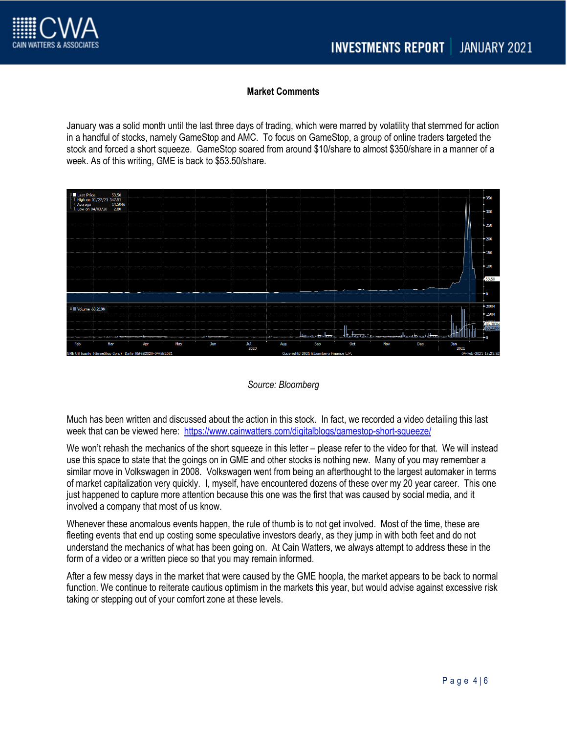**Market Comments**

January was a solid month until the last three days of trading, which were marred by volatility that stemmed for action in a handful of stocks, namely GameStop and AMC. To focus on GameStop, a group of online traders targeted the stock and forced a short squeeze. GameStop soared from around $10/share to almost $350/share in a manner of a week. As of this writing, GME is back to $53.50/share.

*Source: Bloomberg*

Much has been written and discussed about the action in this stock. In fact, we recorded a video detailing this last week that can be viewed here: https://www.cainwatters.com/digitalblogs/gamestop-short-squeeze/

We won't rehash the mechanics of the short squeeze in this letter – please refer to the video for that. We will instead use this space to state that the goings on in GME and other stocks is nothing new. Many of you may remember a similar move in Volkswagen in 2008. Volkswagen went from being an afterthought to the largest automaker in terms of market capitalization very quickly. I, myself, have encountered dozens of these over my 20 year career. This one just happened to capture more attention because this one was the first that was caused by social media, and it involved a company that most of us know.

Whenever these anomalous events happen, the rule of thumb is to not get involved. Most of the time, these are fleeting events that end up costing some speculative investors dearly, as they jump in with both feet and do not understand the mechanics of what has been going on. At Cain Watters, we always attempt to address these in the form of a video or a written piece so that you may remain informed.

After a few messy days in the market that were caused by the GME hoopla, the market appears to be back to normal function. We continue to reiterate cautious optimism in the markets this year, but would advise against excessive risk taking or stepping out of your comfort zone at these levels.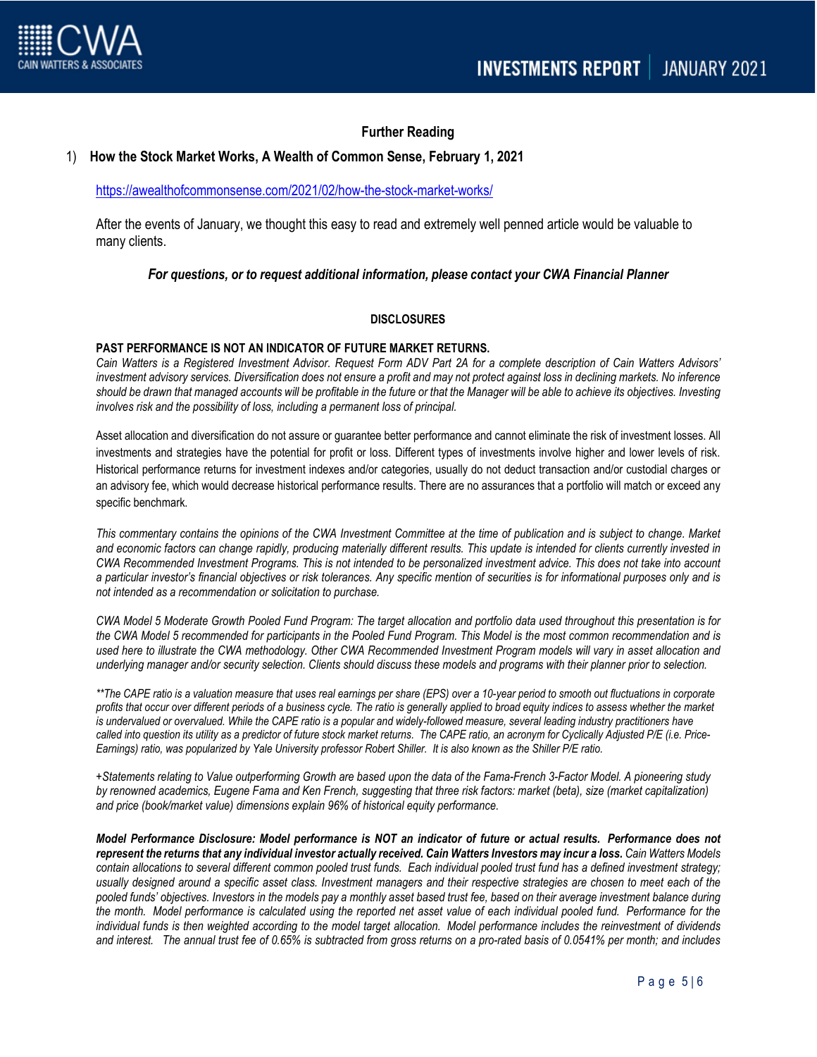## Further Reading

1) **How the Stock Market Works, A Wealth of Common Sense, February 1, 2021**

https://awealthofcommonsense.com/2021/02/how-the-stock-market-works/

After the events of January, we thought this easy to read and extremely well penned article would be valuable to many clients.

***For questions, or to request additional information, please contact your CWA Financial Planner***

### DISCLOSURES

**PAST PERFORMANCE IS NOT AN INDICATOR OF FUTURE MARKET RETURNS.**
*Cain Watters is a Registered Investment Advisor. Request Form ADV Part 2A for a complete description of Cain Watters Advisors' investment advisory services. Diversification does not ensure a profit and may not protect against loss in declining markets. No inference should be drawn that managed accounts will be profitable in the future or that the Manager will be able to achieve its objectives. Investing involves risk and the possibility of loss, including a permanent loss of principal.*

Asset allocation and diversification do not assure or guarantee better performance and cannot eliminate the risk of investment losses. All investments and strategies have the potential for profit or loss. Different types of investments involve higher and lower levels of risk. Historical performance returns for investment indexes and/or categories, usually do not deduct transaction and/or custodial charges or an advisory fee, which would decrease historical performance results. There are no assurances that a portfolio will match or exceed any specific benchmark.

*This commentary contains the opinions of the CWA Investment Committee at the time of publication and is subject to change. Market and economic factors can change rapidly, producing materially different results. This update is intended for clients currently invested in CWA Recommended Investment Programs. This is not intended to be personalized investment advice. This does not take into account a particular investor's financial objectives or risk tolerances. Any specific mention of securities is for informational purposes only and is not intended as a recommendation or solicitation to purchase.*

*CWA Model 5 Moderate Growth Pooled Fund Program: The target allocation and portfolio data used throughout this presentation is for the CWA Model 5 recommended for participants in the Pooled Fund Program. This Model is the most common recommendation and is used here to illustrate the CWA methodology. Other CWA Recommended Investment Program models will vary in asset allocation and underlying manager and/or security selection. Clients should discuss these models and programs with their planner prior to selection.*

*\*\*The CAPE ratio is a valuation measure that uses real earnings per share (EPS) over a 10-year period to smooth out fluctuations in corporate profits that occur over different periods of a business cycle. The ratio is generally applied to broad equity indices to assess whether the market is undervalued or overvalued. While the CAPE ratio is a popular and widely-followed measure, several leading industry practitioners have called into question its utility as a predictor of future stock market returns. The CAPE ratio, an acronym for Cyclically Adjusted P/E (i.e. Price-Earnings) ratio, was popularized by Yale University professor Robert Shiller. It is also known as the Shiller P/E ratio.*

*+Statements relating to Value outperforming Growth are based upon the data of the Fama-French 3-Factor Model. A pioneering study by renowned academics, Eugene Fama and Ken French, suggesting that three risk factors: market (beta), size (market capitalization) and price (book/market value) dimensions explain 96% of historical equity performance.*

***Model Performance Disclosure: Model performance is NOT an indicator of future or actual results. Performance does not represent the returns that any individual investor actually received. Cain Watters Investors may incur a loss.*** *Cain Watters Models contain allocations to several different common pooled trust funds. Each individual pooled trust fund has a defined investment strategy; usually designed around a specific asset class. Investment managers and their respective strategies are chosen to meet each of the pooled funds' objectives. Investors in the models pay a monthly asset based trust fee, based on their average investment balance during the month. Model performance is calculated using the reported net asset value of each individual pooled fund. Performance for the individual funds is then weighted according to the model target allocation. Model performance includes the reinvestment of dividends and interest. The annual trust fee of 0.65% is subtracted from gross returns on a pro-rated basis of 0.0541% per month; and includes*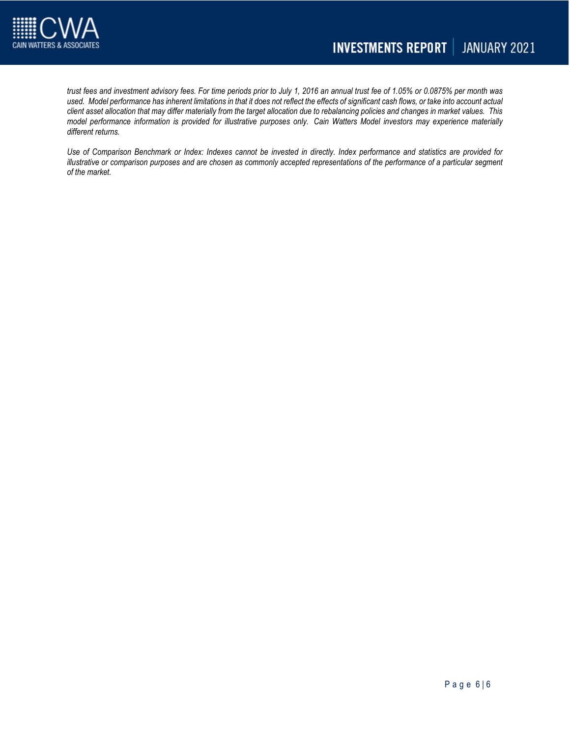*trust fees and investment advisory fees. For time periods prior to July 1, 2016 an annual trust fee of 1.05% or 0.0875% per month was used. Model performance has inherent limitations in that it does not reflect the effects of significant cash flows, or take into account actual client asset allocation that may differ materially from the target allocation due to rebalancing policies and changes in market values. This model performance information is provided for illustrative purposes only. Cain Watters Model investors may experience materially different returns.*

*Use of Comparison Benchmark or Index: Indexes cannot be invested in directly. Index performance and statistics are provided for illustrative or comparison purposes and are chosen as commonly accepted representations of the performance of a particular segment of the market.*